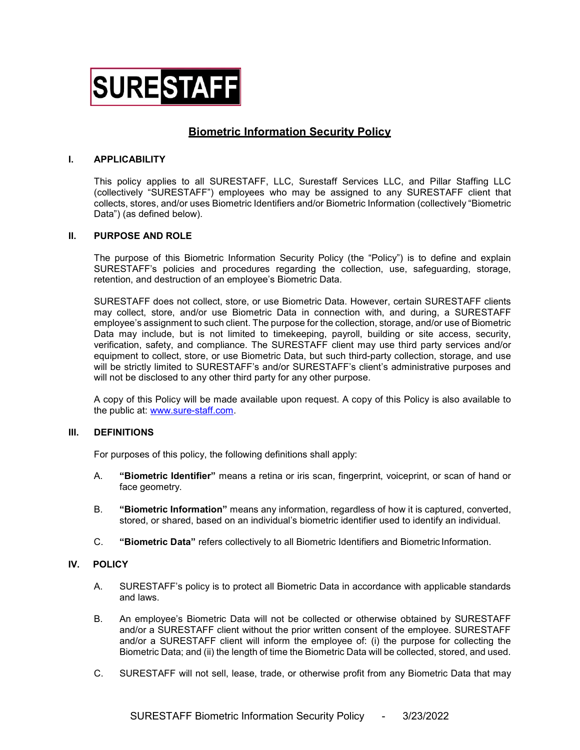SURESTAFF

# Biometric Information Security Policy

## I. APPLICABILITY

This policy applies to all SURESTAFF, LLC, Surestaff Services LLC, and Pillar Staffing LLC (collectively "SURESTAFF") employees who may be assigned to any SURESTAFF client that collects, stores, and/or uses Biometric Identifiers and/or Biometric Information (collectively "Biometric Data") (as defined below).

## II. PURPOSE AND ROLE

The purpose of this Biometric Information Security Policy (the "Policy") is to define and explain SURESTAFF's policies and procedures regarding the collection, use, safeguarding, storage, retention, and destruction of an employee's Biometric Data.

SURESTAFF does not collect, store, or use Biometric Data. However, certain SURESTAFF clients may collect, store, and/or use Biometric Data in connection with, and during, a SURESTAFF employee's assignment to such client. The purpose for the collection, storage, and/or use of Biometric Data may include, but is not limited to timekeeping, payroll, building or site access, security, verification, safety, and compliance. The SURESTAFF client may use third party services and/or equipment to collect, store, or use Biometric Data, but such third-party collection, storage, and use will be strictly limited to SURESTAFF's and/or SURESTAFF's client's administrative purposes and will not be disclosed to any other third party for any other purpose.

A copy of this Policy will be made available upon request. A copy of this Policy is also available to the public at: [www.sure-staff.com](http://www.sure-staff.com).

## III. DEFINITIONS

For purposes of this policy, the following definitions shall apply:

A. **"Biometric Identifier"** means a retina or iris scan, fingerprint, voiceprint, or scan of hand or face geometry.

B. **"Biometric Information"** means any information, regardless of how it is captured, converted, stored, or shared, based on an individual's biometric identifier used to identify an individual.

C. **"Biometric Data"** refers collectively to all Biometric Identifiers and Biometric Information.

## IV. POLICY

A. SURESTAFF's policy is to protect all Biometric Data in accordance with applicable standards and laws.

B. An employee's Biometric Data will not be collected or otherwise obtained by SURESTAFF and/or a SURESTAFF client without the prior written consent of the employee. SURESTAFF and/or a SURESTAFF client will inform the employee of: (i) the purpose for collecting the Biometric Data; and (ii) the length of time the Biometric Data will be collected, stored, and used.

C. SURESTAFF will not sell, lease, trade, or otherwise profit from any Biometric Data that may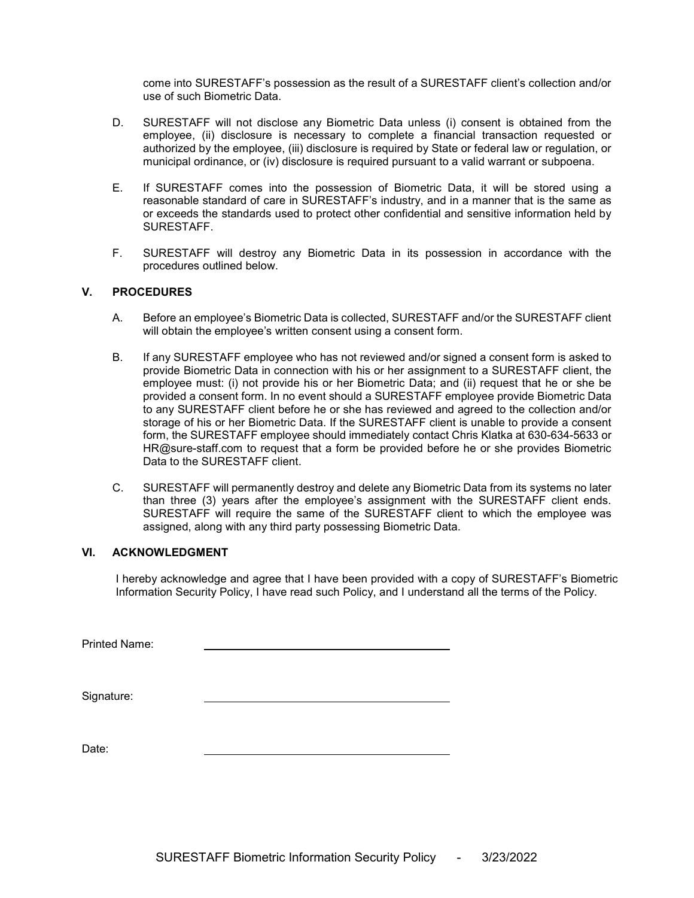come into SURESTAFF's possession as the result of a SURESTAFF client's collection and/or use of such Biometric Data.

D. SURESTAFF will not disclose any Biometric Data unless (i) consent is obtained from the employee, (ii) disclosure is necessary to complete a financial transaction requested or authorized by the employee, (iii) disclosure is required by State or federal law or regulation, or municipal ordinance, or (iv) disclosure is required pursuant to a valid warrant or subpoena.

E. If SURESTAFF comes into the possession of Biometric Data, it will be stored using a reasonable standard of care in SURESTAFF's industry, and in a manner that is the same as or exceeds the standards used to protect other confidential and sensitive information held by SURESTAFF.

F. SURESTAFF will destroy any Biometric Data in its possession in accordance with the procedures outlined below.

## V. PROCEDURES

A. Before an employee's Biometric Data is collected, SURESTAFF and/or the SURESTAFF client will obtain the employee's written consent using a consent form.

B. If any SURESTAFF employee who has not reviewed and/or signed a consent form is asked to provide Biometric Data in connection with his or her assignment to a SURESTAFF client, the employee must: (i) not provide his or her Biometric Data; and (ii) request that he or she be provided a consent form. In no event should a SURESTAFF employee provide Biometric Data to any SURESTAFF client before he or she has reviewed and agreed to the collection and/or storage of his or her Biometric Data. If the SURESTAFF client is unable to provide a consent form, the SURESTAFF employee should immediately contact Chris Klatka at 630-634-5633 or HR@sure-staff.com to request that a form be provided before he or she provides Biometric Data to the SURESTAFF client.

C. SURESTAFF will permanently destroy and delete any Biometric Data from its systems no later than three (3) years after the employee's assignment with the SURESTAFF client ends. SURESTAFF will require the same of the SURESTAFF client to which the employee was assigned, along with any third party possessing Biometric Data.

## VI. ACKNOWLEDGMENT

I hereby acknowledge and agree that I have been provided with a copy of SURESTAFF's Biometric Information Security Policy, I have read such Policy, and I understand all the terms of the Policy.

Printed Name: ______________________________

Signature: ______________________________

Date: ______________________________